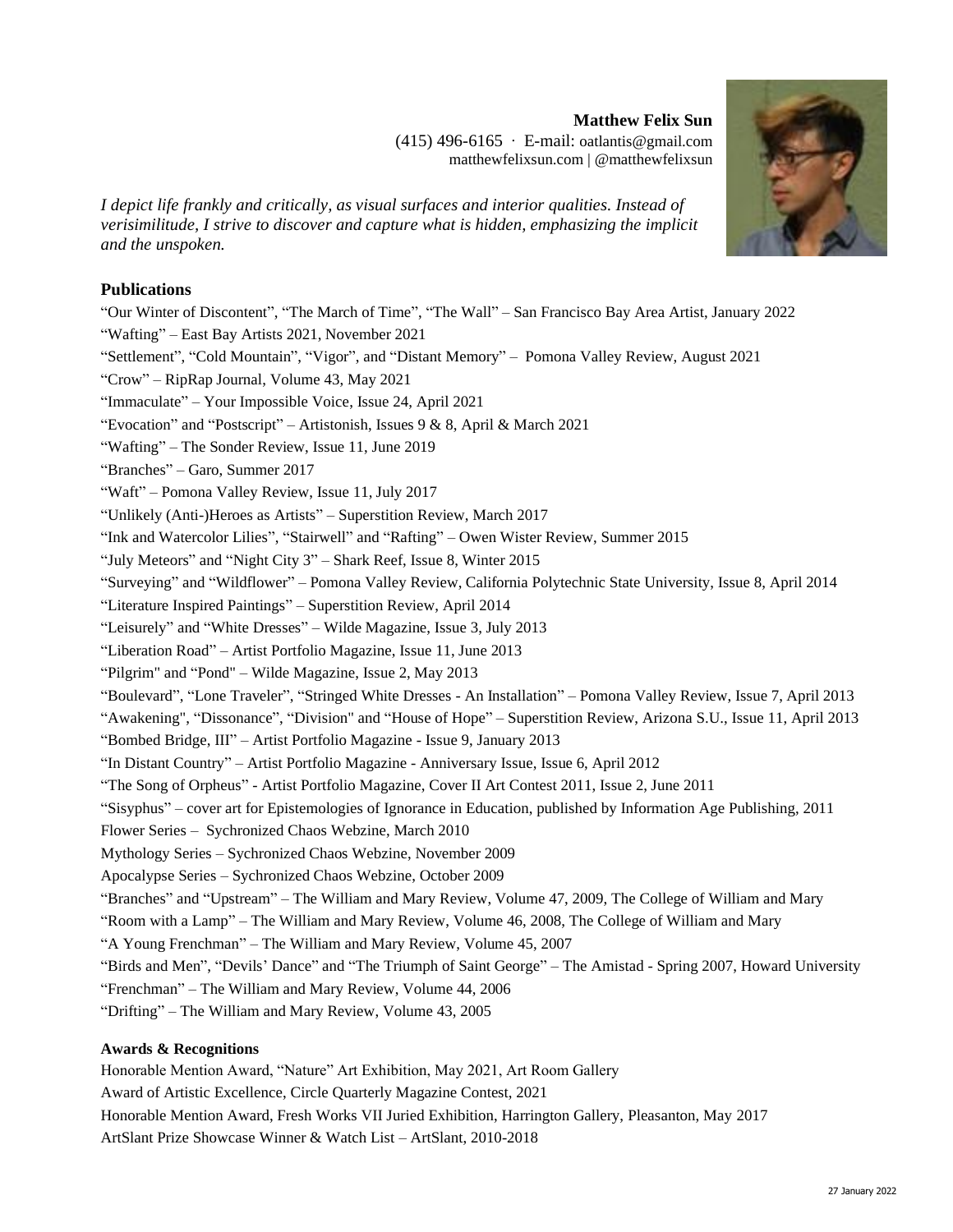**Matthew Felix Sun**
(415) 496-6165 · E-mail: oatlantis@gmail.com
matthewfelixsun.com | @matthewfelixsun

*I depict life frankly and critically, as visual surfaces and interior qualities. Instead of verisimilitude, I strive to discover and capture what is hidden, emphasizing the implicit and the unspoken.*

## Publications

"Our Winter of Discontent", "The March of Time", "The Wall" – San Francisco Bay Area Artist, January 2022
"Wafting" – East Bay Artists 2021, November 2021
"Settlement", "Cold Mountain", "Vigor", and "Distant Memory" – Pomona Valley Review, August 2021
"Crow" – RipRap Journal, Volume 43, May 2021
"Immaculate" – Your Impossible Voice, Issue 24, April 2021
"Evocation" and "Postscript" – Artistonish, Issues 9 & 8, April & March 2021
"Wafting" – The Sonder Review, Issue 11, June 2019
"Branches" – Garo, Summer 2017
"Waft" – Pomona Valley Review, Issue 11, July 2017
"Unlikely (Anti-)Heroes as Artists" – Superstition Review, March 2017
"Ink and Watercolor Lilies", "Stairwell" and "Rafting" – Owen Wister Review, Summer 2015
"July Meteors" and "Night City 3" – Shark Reef, Issue 8, Winter 2015
"Surveying" and "Wildflower" – Pomona Valley Review, California Polytechnic State University, Issue 8, April 2014
"Literature Inspired Paintings" – Superstition Review, April 2014
"Leisurely" and "White Dresses" – Wilde Magazine, Issue 3, July 2013
"Liberation Road" – Artist Portfolio Magazine, Issue 11, June 2013
"Pilgrim" and "Pond" – Wilde Magazine, Issue 2, May 2013
"Boulevard", "Lone Traveler", "Stringed White Dresses - An Installation" – Pomona Valley Review, Issue 7, April 2013
"Awakening", "Dissonance", "Division" and "House of Hope" – Superstition Review, Arizona S.U., Issue 11, April 2013
"Bombed Bridge, III" – Artist Portfolio Magazine - Issue 9, January 2013
"In Distant Country" – Artist Portfolio Magazine - Anniversary Issue, Issue 6, April 2012
"The Song of Orpheus" - Artist Portfolio Magazine, Cover II Art Contest 2011, Issue 2, June 2011
"Sisyphus" – cover art for Epistemologies of Ignorance in Education, published by Information Age Publishing, 2011
Flower Series – Sychronized Chaos Webzine, March 2010
Mythology Series – Sychronized Chaos Webzine, November 2009
Apocalypse Series – Sychronized Chaos Webzine, October 2009
"Branches" and "Upstream" – The William and Mary Review, Volume 47, 2009, The College of William and Mary
"Room with a Lamp" – The William and Mary Review, Volume 46, 2008, The College of William and Mary
"A Young Frenchman" – The William and Mary Review, Volume 45, 2007
"Birds and Men", "Devils' Dance" and "The Triumph of Saint George" – The Amistad - Spring 2007, Howard University
"Frenchman" – The William and Mary Review, Volume 44, 2006
"Drifting" – The William and Mary Review, Volume 43, 2005

### Awards & Recognitions

Honorable Mention Award, "Nature" Art Exhibition, May 2021, Art Room Gallery
Award of Artistic Excellence, Circle Quarterly Magazine Contest, 2021
Honorable Mention Award, Fresh Works VII Juried Exhibition, Harrington Gallery, Pleasanton, May 2017
ArtSlant Prize Showcase Winner & Watch List – ArtSlant, 2010-2018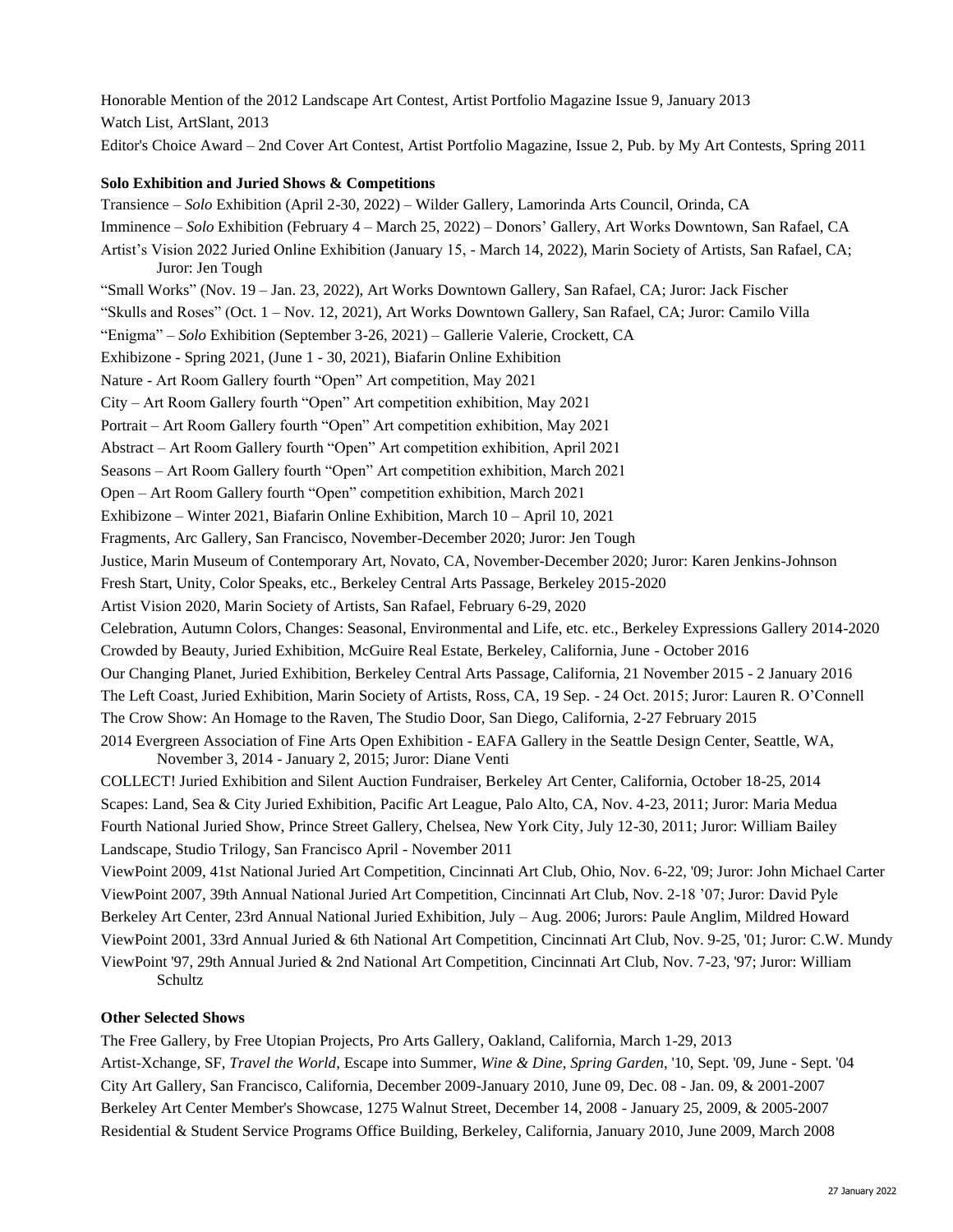Honorable Mention of the 2012 Landscape Art Contest, Artist Portfolio Magazine Issue 9, January 2013

Watch List, ArtSlant, 2013

Editor's Choice Award – 2nd Cover Art Contest, Artist Portfolio Magazine, Issue 2, Pub. by My Art Contests, Spring 2011

**Solo Exhibition and Juried Shows & Competitions**

Transience – *Solo* Exhibition (April 2-30, 2022) – Wilder Gallery, Lamorinda Arts Council, Orinda, CA

Imminence – *Solo* Exhibition (February 4 – March 25, 2022) – Donors' Gallery, Art Works Downtown, San Rafael, CA

Artist's Vision 2022 Juried Online Exhibition (January 15, - March 14, 2022), Marin Society of Artists, San Rafael, CA; Juror: Jen Tough

"Small Works" (Nov. 19 – Jan. 23, 2022), Art Works Downtown Gallery, San Rafael, CA; Juror: Jack Fischer

"Skulls and Roses" (Oct. 1 – Nov. 12, 2021), Art Works Downtown Gallery, San Rafael, CA; Juror: Camilo Villa

"Enigma" – *Solo* Exhibition (September 3-26, 2021) – Gallerie Valerie, Crockett, CA

Exhibizone - Spring 2021, (June 1 - 30, 2021), Biafarin Online Exhibition

Nature - Art Room Gallery fourth "Open" Art competition, May 2021

City – Art Room Gallery fourth "Open" Art competition exhibition, May 2021

Portrait – Art Room Gallery fourth "Open" Art competition exhibition, May 2021

Abstract – Art Room Gallery fourth "Open" Art competition exhibition, April 2021

Seasons – Art Room Gallery fourth "Open" Art competition exhibition, March 2021

Open – Art Room Gallery fourth "Open" competition exhibition, March 2021

Exhibizone – Winter 2021, Biafarin Online Exhibition, March 10 – April 10, 2021

Fragments, Arc Gallery, San Francisco, November-December 2020; Juror: Jen Tough

Justice, Marin Museum of Contemporary Art, Novato, CA, November-December 2020; Juror: Karen Jenkins-Johnson

Fresh Start, Unity, Color Speaks, etc., Berkeley Central Arts Passage, Berkeley 2015-2020

Artist Vision 2020, Marin Society of Artists, San Rafael, February 6-29, 2020

Celebration, Autumn Colors, Changes: Seasonal, Environmental and Life, etc. etc., Berkeley Expressions Gallery 2014-2020

Crowded by Beauty, Juried Exhibition, McGuire Real Estate, Berkeley, California, June - October 2016

Our Changing Planet, Juried Exhibition, Berkeley Central Arts Passage, California, 21 November 2015 - 2 January 2016

The Left Coast, Juried Exhibition, Marin Society of Artists, Ross, CA, 19 Sep. - 24 Oct. 2015; Juror: Lauren R. O'Connell

The Crow Show: An Homage to the Raven, The Studio Door, San Diego, California, 2-27 February 2015

2014 Evergreen Association of Fine Arts Open Exhibition - EAFA Gallery in the Seattle Design Center, Seattle, WA, November 3, 2014 - January 2, 2015; Juror: Diane Venti

COLLECT! Juried Exhibition and Silent Auction Fundraiser, Berkeley Art Center, California, October 18-25, 2014

Scapes: Land, Sea & City Juried Exhibition, Pacific Art League, Palo Alto, CA, Nov. 4-23, 2011; Juror: Maria Medua

Fourth National Juried Show, Prince Street Gallery, Chelsea, New York City, July 12-30, 2011; Juror: William Bailey

Landscape, Studio Trilogy, San Francisco April - November 2011

ViewPoint 2009, 41st National Juried Art Competition, Cincinnati Art Club, Ohio, Nov. 6-22, '09; Juror: John Michael Carter

ViewPoint 2007, 39th Annual National Juried Art Competition, Cincinnati Art Club, Nov. 2-18 '07; Juror: David Pyle

Berkeley Art Center, 23rd Annual National Juried Exhibition, July – Aug. 2006; Jurors: Paule Anglim, Mildred Howard

ViewPoint 2001, 33rd Annual Juried & 6th National Art Competition, Cincinnati Art Club, Nov. 9-25, '01; Juror: C.W. Mundy

ViewPoint '97, 29th Annual Juried & 2nd National Art Competition, Cincinnati Art Club, Nov. 7-23, '97; Juror: William Schultz

**Other Selected Shows**

The Free Gallery, by Free Utopian Projects, Pro Arts Gallery, Oakland, California, March 1-29, 2013

Artist-Xchange, SF, *Travel the World*, Escape into Summer, *Wine & Dine*, *Spring Garden*, '10, Sept. '09, June - Sept. '04

City Art Gallery, San Francisco, California, December 2009-January 2010, June 09, Dec. 08 - Jan. 09, & 2001-2007

Berkeley Art Center Member's Showcase, 1275 Walnut Street, December 14, 2008 - January 25, 2009, & 2005-2007

Residential & Student Service Programs Office Building, Berkeley, California, January 2010, June 2009, March 2008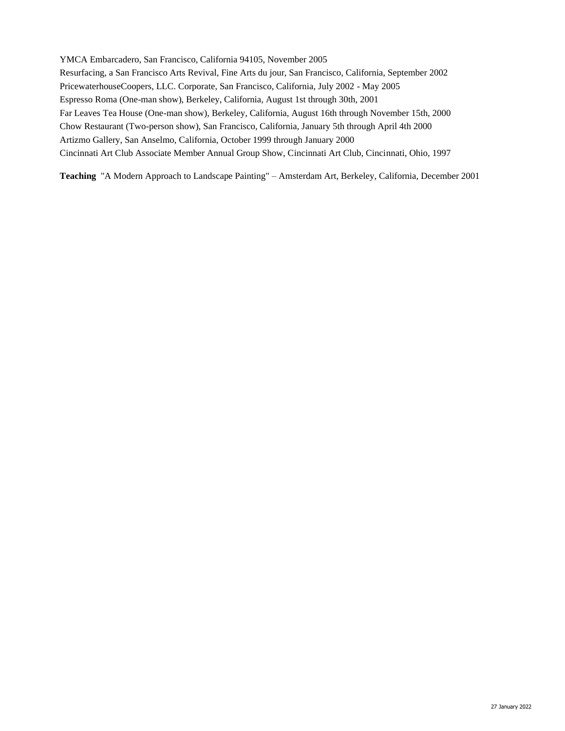YMCA Embarcadero, San Francisco, California 94105, November 2005
Resurfacing, a San Francisco Arts Revival, Fine Arts du jour, San Francisco, California, September 2002
PricewaterhouseCoopers, LLC. Corporate, San Francisco, California, July 2002 - May 2005
Espresso Roma (One-man show), Berkeley, California, August 1st through 30th, 2001
Far Leaves Tea House (One-man show), Berkeley, California, August 16th through November 15th, 2000
Chow Restaurant (Two-person show), San Francisco, California, January 5th through April 4th 2000
Artizmo Gallery, San Anselmo, California, October 1999 through January 2000
Cincinnati Art Club Associate Member Annual Group Show, Cincinnati Art Club, Cincinnati, Ohio, 1997

**Teaching** "A Modern Approach to Landscape Painting" – Amsterdam Art, Berkeley, California, December 2001